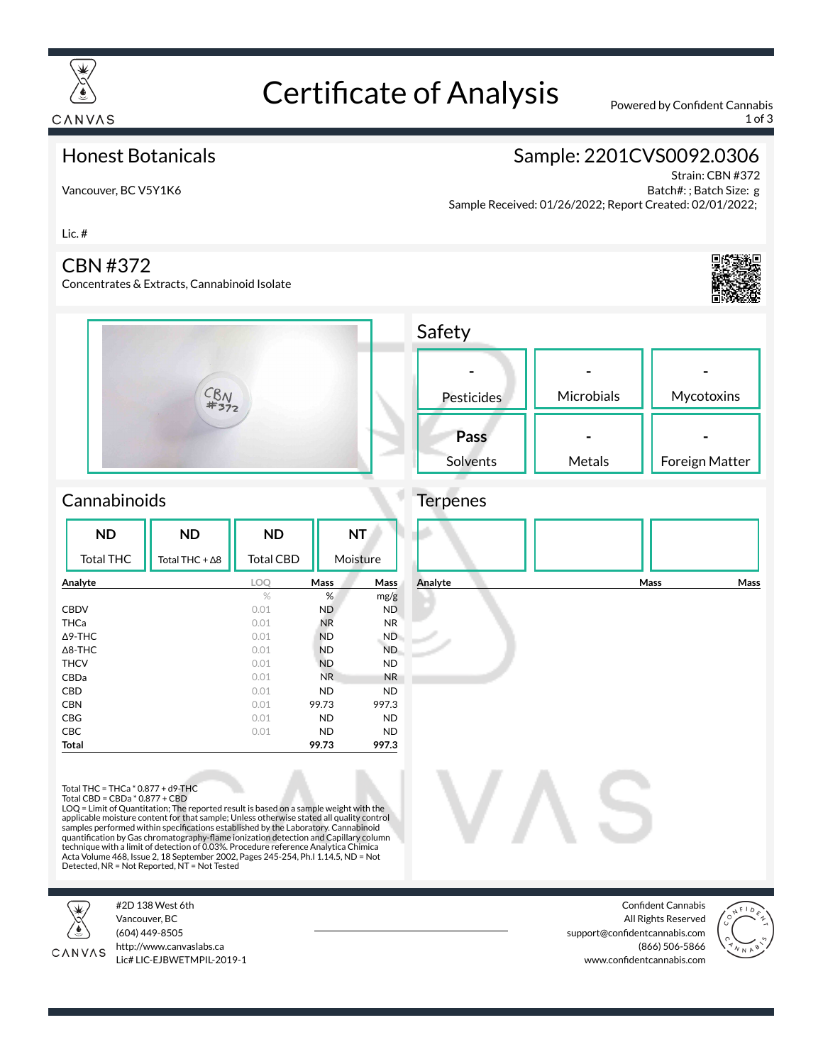# Certificate of Analysis

CANVAS

Powered by Confident Cannabis

## Honest Botanicals

Vancouver, BC V5Y1K6

Lic. #

## Sample: 2201CVS0092.0306

Strain: CBN #372
Batch#: ; Batch Size: g
Sample Received: 01/26/2022; Report Created: 02/01/2022;

## CBN #372

Concentrates & Extracts, Cannabinoid Isolate

## Safety

| Pesticides | Microbials | Mycotoxins |
|---|---|---|
| - | - | - |

| Solvents | Metals | Foreign Matter |
|---|---|---|
| **Pass** | - | - |

## Cannabinoids

| Total THC | Total THC + Δ8 | Total CBD | Moisture |
|---|---|---|---|
| **ND** | **ND** | **ND** | **NT** |

| Analyte | LOQ | Mass | Mass |
|---|---|---|---|
| | % | % | mg/g |
| CBDV | 0.01 | ND | ND |
| THCa | 0.01 | NR | NR |
| Δ9-THC | 0.01 | ND | ND |
| Δ8-THC | 0.01 | ND | ND |
| THCV | 0.01 | ND | ND |
| CBDa | 0.01 | NR | NR |
| CBD | 0.01 | ND | ND |
| CBN | 0.01 | 99.73 | 997.3 |
| CBG | 0.01 | ND | ND |
| CBC | 0.01 | ND | ND |
| **Total** | | **99.73** | **997.3** |

Total THC = THCa * 0.877 + d9-THC
Total CBD = CBDa * 0.877 + CBD
LOQ = Limit of Quantitation; The reported result is based on a sample weight with the applicable moisture content for that sample; Unless otherwise stated all quality control samples performed within specifications established by the Laboratory. Cannabinoid quantification by Gas chromatography-flame ionization detection and Capillary column technique with a limit of detection of 0.03%. Procedure reference Analytica Chimica Acta Volume 468, Issue 2, 18 September 2002, Pages 245-254, Ph.I 1.14.5, ND = Not Detected, NR = Not Reported, NT = Not Tested

## Terpenes

| Analyte | Mass | Mass |
|---|---|---|

CANVAS
#2D 138 West 6th
Vancouver, BC
(604) 449-8505
http://www.canvaslabs.ca
Lic# LIC-EJBWETMPIL-2019-1

Confident Cannabis
All Rights Reserved
support@confidentcannabis.com
(866) 506-5866
www.confidentcannabis.com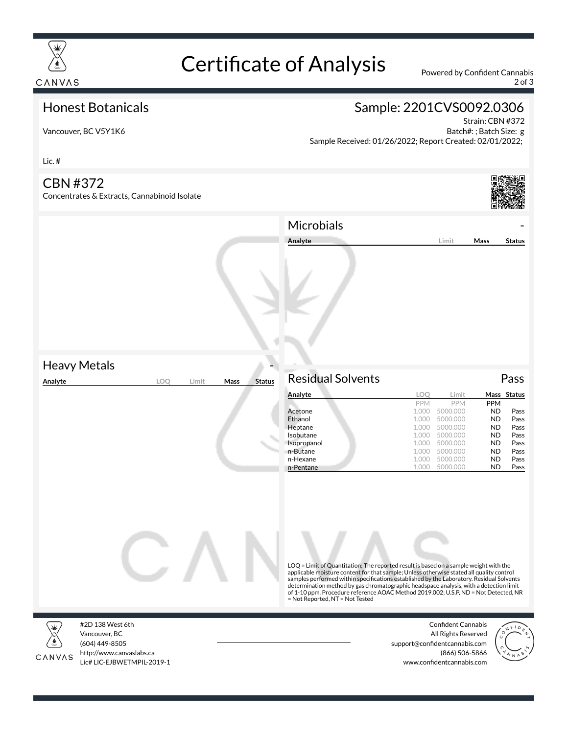# Certificate of Analysis

Powered by Confident Cannabis

## Honest Botanicals

Vancouver, BC V5Y1K6

Lic. #

## Sample: 2201CVS0092.0306

Strain: CBN #372
Batch#: ; Batch Size: g
Sample Received: 01/26/2022; Report Created: 02/01/2022;

## CBN #372

Concentrates & Extracts, Cannabinoid Isolate

### Microbials

-

| Analyte | Limit | Mass | Status |
|---|---|---|---|

### Heavy Metals

-

| Analyte | LOQ | Limit | Mass | Status |
|---|---|---|---|---|

### Residual Solvents

Pass

| Analyte | LOQ | Limit | Mass | Status |
|---|---|---|---|---|
| | PPM | PPM | PPM | |
| Acetone | 1.000 | 5000.000 | ND | Pass |
| Ethanol | 1.000 | 5000.000 | ND | Pass |
| Heptane | 1.000 | 5000.000 | ND | Pass |
| Isobutane | 1.000 | 5000.000 | ND | Pass |
| Isopropanol | 1.000 | 5000.000 | ND | Pass |
| n-Butane | 1.000 | 5000.000 | ND | Pass |
| n-Hexane | 1.000 | 5000.000 | ND | Pass |
| n-Pentane | 1.000 | 5000.000 | ND | Pass |

LOQ = Limit of Quantitation; The reported result is based on a sample weight with the applicable moisture content for that sample; Unless otherwise stated all quality control samples performed within specifications established by the Laboratory. Residual Solvents determination method by gas chromatographic headspace analysis, with a detection limit of 1-10 ppm. Procedure reference AOAC Method 2019.002; U.S.P, ND = Not Detected, NR = Not Reported, NT = Not Tested

CANVAS
#2D 138 West 6th
Vancouver, BC
(604) 449-8505
http://www.canvaslabs.ca
Lic# LIC-EJBWETMPIL-2019-1

Confident Cannabis
All Rights Reserved
support@confidentcannabis.com
(866) 506-5866
www.confidentcannabis.com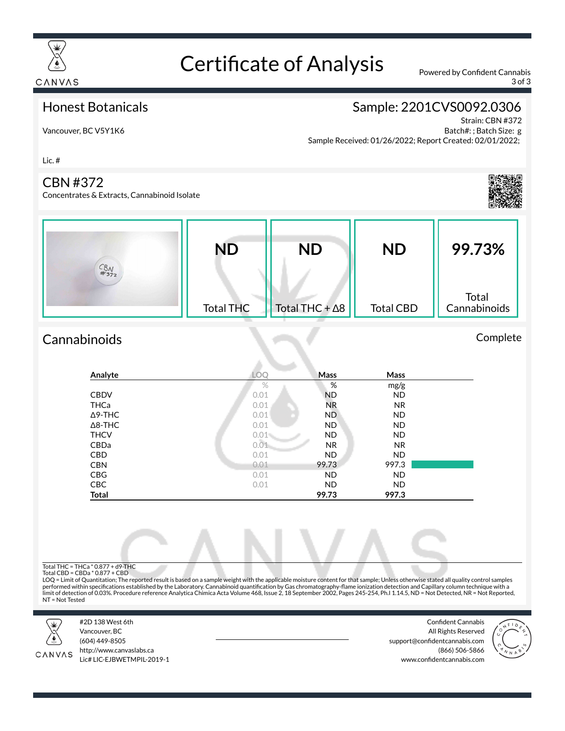# Certificate of Analysis

Powered by Confident Cannabis

## Honest Botanicals

Vancouver, BC V5Y1K6

Lic. #

## Sample: 2201CVS0092.0306

Strain: CBN #372
Batch#: ; Batch Size: g
Sample Received: 01/26/2022; Report Created: 02/01/2022;

## CBN #372

Concentrates & Extracts, Cannabinoid Isolate

| ND | ND | ND | 99.73% |
|---|---|---|---|
| Total THC | Total THC + Δ8 | Total CBD | Total Cannabinoids |

## Cannabinoids

Complete

| Analyte | LOQ | Mass | Mass |
|---|---|---|---|
| | % | % | mg/g |
| CBDV | 0.01 | ND | ND |
| THCa | 0.01 | NR | NR |
| Δ9-THC | 0.01 | ND | ND |
| Δ8-THC | 0.01 | ND | ND |
| THCV | 0.01 | ND | ND |
| CBDa | 0.01 | NR | NR |
| CBD | 0.01 | ND | ND |
| CBN | 0.01 | 99.73 | 997.3 |
| CBG | 0.01 | ND | ND |
| CBC | 0.01 | ND | ND |
| **Total** | | **99.73** | **997.3** |

Total THC = THCa * 0.877 + d9-THC
Total CBD = CBDa * 0.877 + CBD
LOQ = Limit of Quantitation; The reported result is based on a sample weight with the applicable moisture content for that sample; Unless otherwise stated all quality control samples performed within specifications established by the Laboratory. Cannabinoid quantification by Gas chromatography-flame ionization detection and Capillary column technique with a limit of detection of 0.03%. Procedure reference Analytica Chimica Acta Volume 468, Issue 2, 18 September 2002, Pages 245-254, Ph.I 1.14.5, ND = Not Detected, NR = Not Reported, NT = Not Tested

CANVAS
#2D 138 West 6th
Vancouver, BC
(604) 449-8505
http://www.canvaslabs.ca
Lic# LIC-EJBWETMPIL-2019-1

Confident Cannabis
All Rights Reserved
support@confidentcannabis.com
(866) 506-5866
www.confidentcannabis.com